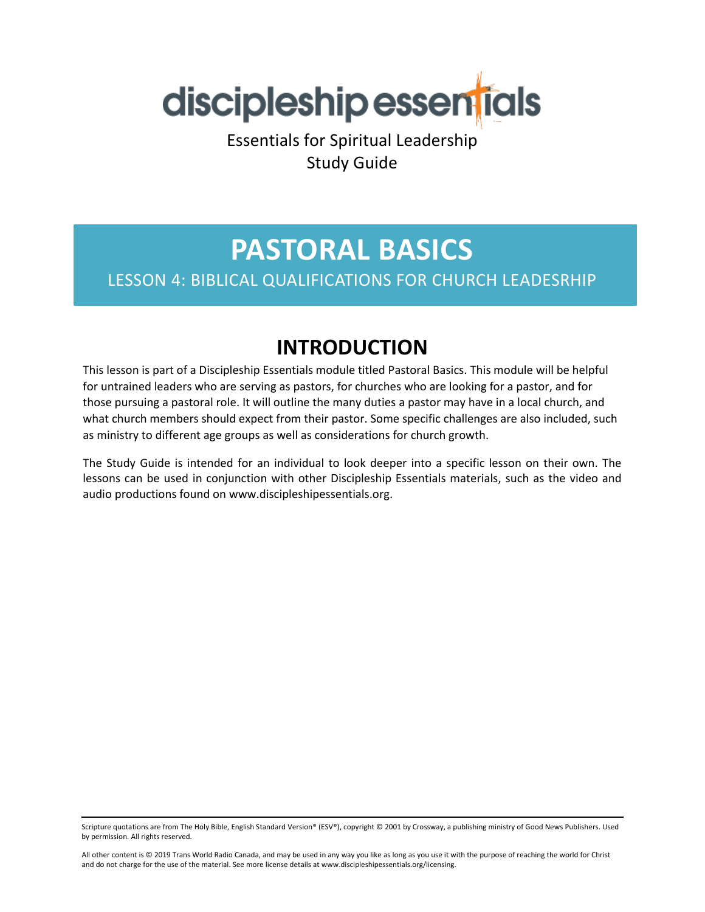discipleship essentials

Essentials for Spiritual Leadership
Study Guide

# PASTORAL BASICS

LESSON 4: BIBLICAL QUALIFICATIONS FOR CHURCH LEADESRHIP

## INTRODUCTION

This lesson is part of a Discipleship Essentials module titled Pastoral Basics. This module will be helpful for untrained leaders who are serving as pastors, for churches who are looking for a pastor, and for those pursuing a pastoral role. It will outline the many duties a pastor may have in a local church, and what church members should expect from their pastor. Some specific challenges are also included, such as ministry to different age groups as well as considerations for church growth.

The Study Guide is intended for an individual to look deeper into a specific lesson on their own. The lessons can be used in conjunction with other Discipleship Essentials materials, such as the video and audio productions found on www.discipleshipessentials.org.

---

Scripture quotations are from The Holy Bible, English Standard Version® (ESV®), copyright © 2001 by Crossway, a publishing ministry of Good News Publishers. Used by permission. All rights reserved.

All other content is © 2019 Trans World Radio Canada, and may be used in any way you like as long as you use it with the purpose of reaching the world for Christ and do not charge for the use of the material. See more license details at www.discipleshipessentials.org/licensing.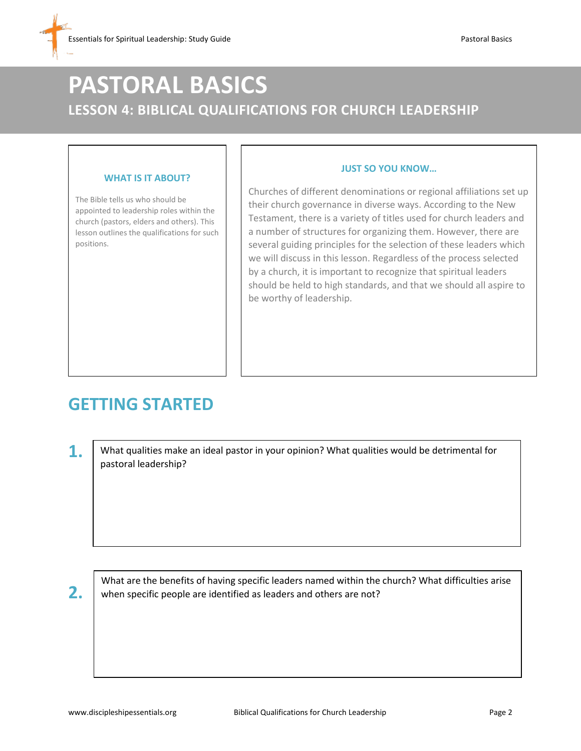# PASTORAL BASICS

## LESSON 4: BIBLICAL QUALIFICATIONS FOR CHURCH LEADERSHIP

### WHAT IS IT ABOUT?

The Bible tells us who should be appointed to leadership roles within the church (pastors, elders and others). This lesson outlines the qualifications for such positions.

### JUST SO YOU KNOW…

Churches of different denominations or regional affiliations set up their church governance in diverse ways. According to the New Testament, there is a variety of titles used for church leaders and a number of structures for organizing them. However, there are several guiding principles for the selection of these leaders which we will discuss in this lesson. Regardless of the process selected by a church, it is important to recognize that spiritual leaders should be held to high standards, and that we should all aspire to be worthy of leadership.

## GETTING STARTED

1. What qualities make an ideal pastor in your opinion? What qualities would be detrimental for pastoral leadership?

2. What are the benefits of having specific leaders named within the church? What difficulties arise when specific people are identified as leaders and others are not?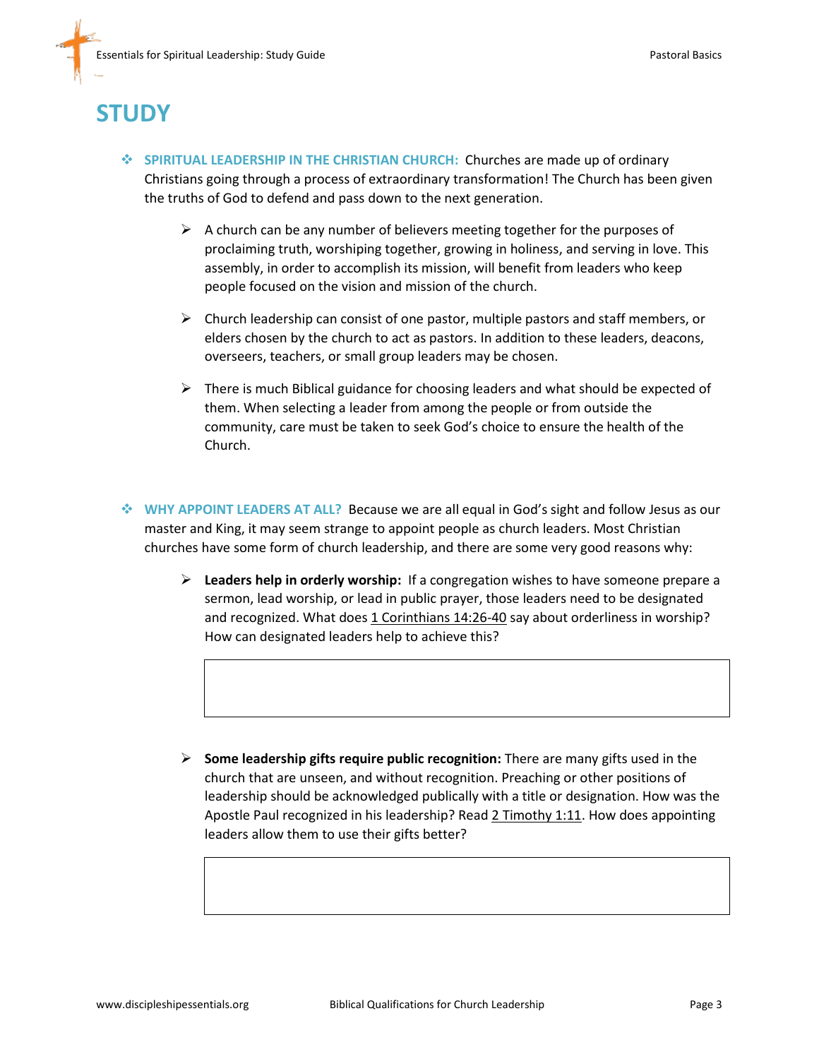# STUDY

- **SPIRITUAL LEADERSHIP IN THE CHRISTIAN CHURCH:** Churches are made up of ordinary Christians going through a process of extraordinary transformation! The Church has been given the truths of God to defend and pass down to the next generation.

  - A church can be any number of believers meeting together for the purposes of proclaiming truth, worshiping together, growing in holiness, and serving in love. This assembly, in order to accomplish its mission, will benefit from leaders who keep people focused on the vision and mission of the church.

  - Church leadership can consist of one pastor, multiple pastors and staff members, or elders chosen by the church to act as pastors. In addition to these leaders, deacons, overseers, teachers, or small group leaders may be chosen.

  - There is much Biblical guidance for choosing leaders and what should be expected of them. When selecting a leader from among the people or from outside the community, care must be taken to seek God's choice to ensure the health of the Church.

- **WHY APPOINT LEADERS AT ALL?** Because we are all equal in God's sight and follow Jesus as our master and King, it may seem strange to appoint people as church leaders. Most Christian churches have some form of church leadership, and there are some very good reasons why:

  - **Leaders help in orderly worship:** If a congregation wishes to have someone prepare a sermon, lead worship, or lead in public prayer, those leaders need to be designated and recognized. What does 1 Corinthians 14:26-40 say about orderliness in worship? How can designated leaders help to achieve this?

  - **Some leadership gifts require public recognition:** There are many gifts used in the church that are unseen, and without recognition. Preaching or other positions of leadership should be acknowledged publically with a title or designation. How was the Apostle Paul recognized in his leadership? Read 2 Timothy 1:11. How does appointing leaders allow them to use their gifts better?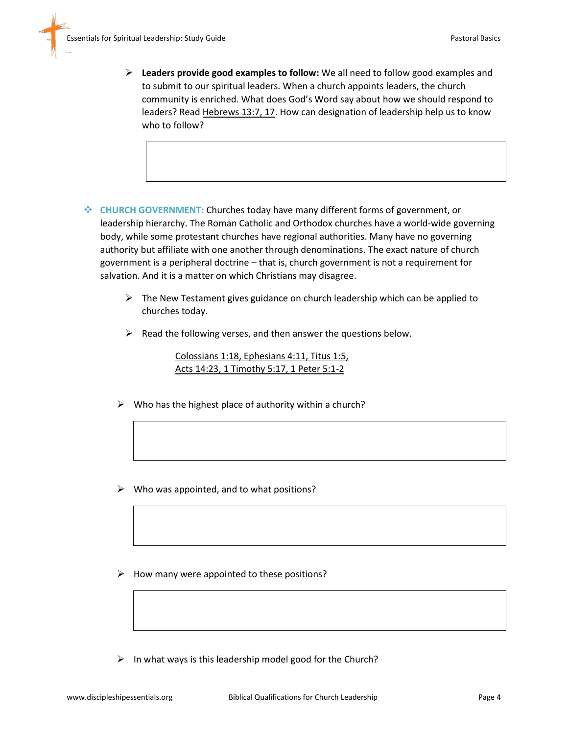- **Leaders provide good examples to follow:** We all need to follow good examples and to submit to our spiritual leaders. When a church appoints leaders, the church community is enriched. What does God's Word say about how we should respond to leaders? Read Hebrews 13:7, 17. How can designation of leadership help us to know who to follow?

- **CHURCH GOVERNMENT:** Churches today have many different forms of government, or leadership hierarchy. The Roman Catholic and Orthodox churches have a world-wide governing body, while some protestant churches have regional authorities. Many have no governing authority but affiliate with one another through denominations. The exact nature of church government is a peripheral doctrine – that is, church government is not a requirement for salvation. And it is a matter on which Christians may disagree.

  - The New Testament gives guidance on church leadership which can be applied to churches today.

  - Read the following verses, and then answer the questions below.

    Colossians 1:18, Ephesians 4:11, Titus 1:5,
    Acts 14:23, 1 Timothy 5:17, 1 Peter 5:1-2

- Who has the highest place of authority within a church?

- Who was appointed, and to what positions?

- How many were appointed to these positions?

- In what ways is this leadership model good for the Church?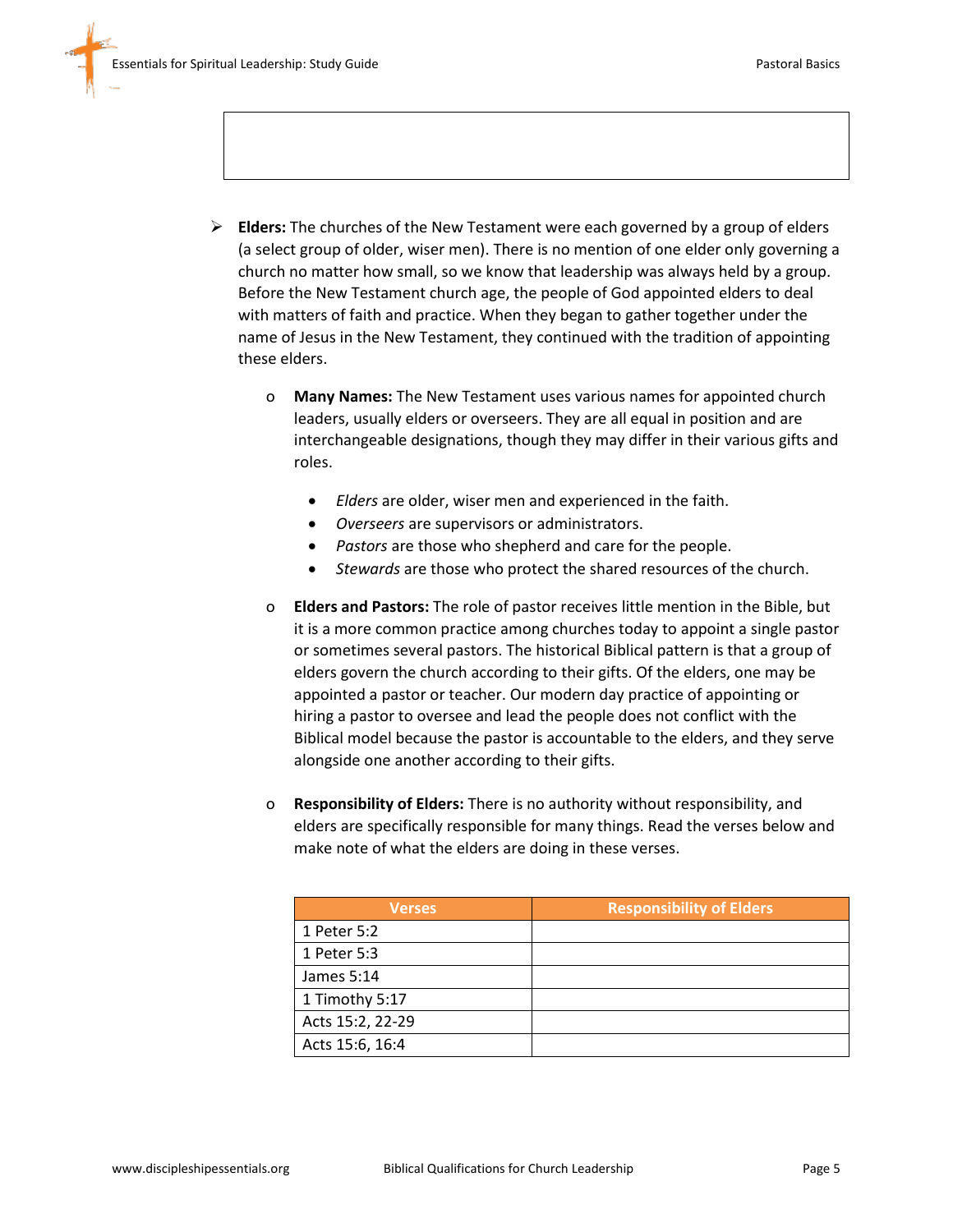- **Elders:** The churches of the New Testament were each governed by a group of elders (a select group of older, wiser men). There is no mention of one elder only governing a church no matter how small, so we know that leadership was always held by a group. Before the New Testament church age, the people of God appointed elders to deal with matters of faith and practice. When they began to gather together under the name of Jesus in the New Testament, they continued with the tradition of appointing these elders.

  - **Many Names:** The New Testament uses various names for appointed church leaders, usually elders or overseers. They are all equal in position and are interchangeable designations, though they may differ in their various gifts and roles.

    - *Elders* are older, wiser men and experienced in the faith.
    - *Overseers* are supervisors or administrators.
    - *Pastors* are those who shepherd and care for the people.
    - *Stewards* are those who protect the shared resources of the church.

  - **Elders and Pastors:** The role of pastor receives little mention in the Bible, but it is a more common practice among churches today to appoint a single pastor or sometimes several pastors. The historical Biblical pattern is that a group of elders govern the church according to their gifts. Of the elders, one may be appointed a pastor or teacher. Our modern day practice of appointing or hiring a pastor to oversee and lead the people does not conflict with the Biblical model because the pastor is accountable to the elders, and they serve alongside one another according to their gifts.

  - **Responsibility of Elders:** There is no authority without responsibility, and elders are specifically responsible for many things. Read the verses below and make note of what the elders are doing in these verses.

| Verses | Responsibility of Elders |
|---|---|
| 1 Peter 5:2 | |
| 1 Peter 5:3 | |
| James 5:14 | |
| 1 Timothy 5:17 | |
| Acts 15:2, 22-29 | |
| Acts 15:6, 16:4 | |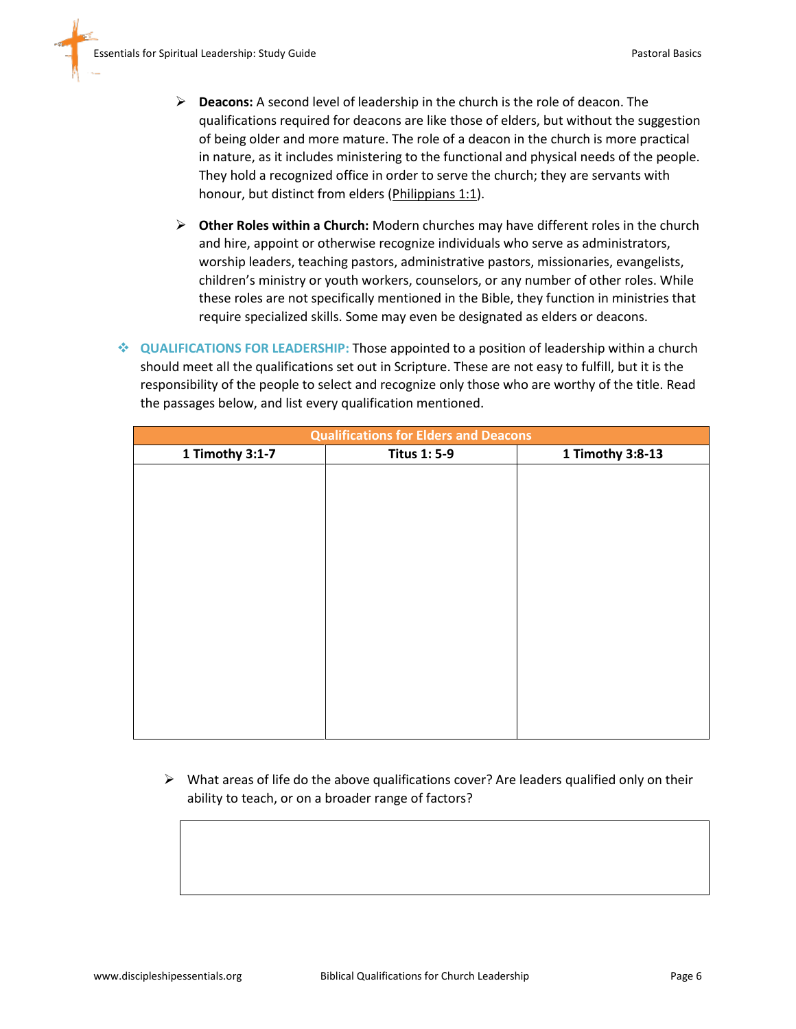- **Deacons:** A second level of leadership in the church is the role of deacon. The qualifications required for deacons are like those of elders, but without the suggestion of being older and more mature. The role of a deacon in the church is more practical in nature, as it includes ministering to the functional and physical needs of the people. They hold a recognized office in order to serve the church; they are servants with honour, but distinct from elders (Philippians 1:1).

- **Other Roles within a Church:** Modern churches may have different roles in the church and hire, appoint or otherwise recognize individuals who serve as administrators, worship leaders, teaching pastors, administrative pastors, missionaries, evangelists, children's ministry or youth workers, counselors, or any number of other roles. While these roles are not specifically mentioned in the Bible, they function in ministries that require specialized skills. Some may even be designated as elders or deacons.

**QUALIFICATIONS FOR LEADERSHIP:** Those appointed to a position of leadership within a church should meet all the qualifications set out in Scripture. These are not easy to fulfill, but it is the responsibility of the people to select and recognize only those who are worthy of the title. Read the passages below, and list every qualification mentioned.

| Qualifications for Elders and Deacons | | |
|---|---|---|
| **1 Timothy 3:1-7** | **Titus 1: 5-9** | **1 Timothy 3:8-13** |
| | | |

- What areas of life do the above qualifications cover? Are leaders qualified only on their ability to teach, or on a broader range of factors?

| |
|---|
| |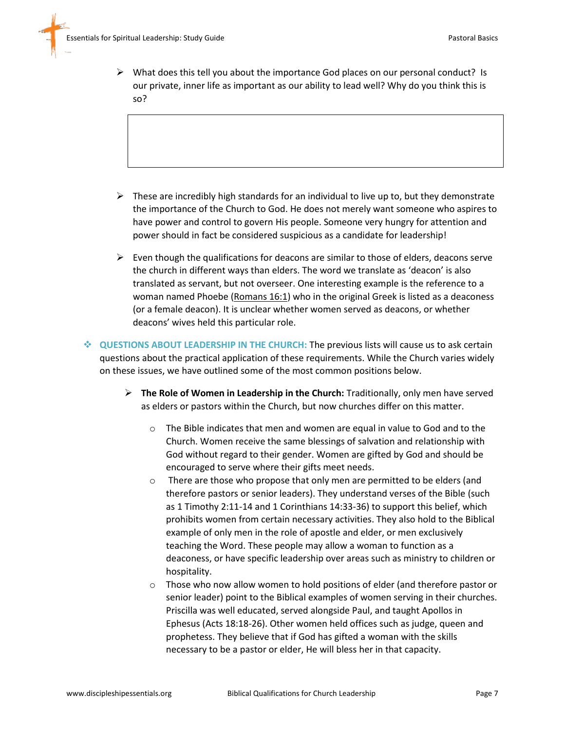- What does this tell you about the importance God places on our personal conduct? Is our private, inner life as important as our ability to lead well? Why do you think this is so?

- These are incredibly high standards for an individual to live up to, but they demonstrate the importance of the Church to God. He does not merely want someone who aspires to have power and control to govern His people. Someone very hungry for attention and power should in fact be considered suspicious as a candidate for leadership!

- Even though the qualifications for deacons are similar to those of elders, deacons serve the church in different ways than elders. The word we translate as 'deacon' is also translated as servant, but not overseer. One interesting example is the reference to a woman named Phoebe (Romans 16:1) who in the original Greek is listed as a deaconess (or a female deacon). It is unclear whether women served as deacons, or whether deacons' wives held this particular role.

**QUESTIONS ABOUT LEADERSHIP IN THE CHURCH:** The previous lists will cause us to ask certain questions about the practical application of these requirements. While the Church varies widely on these issues, we have outlined some of the most common positions below.

- **The Role of Women in Leadership in the Church:** Traditionally, only men have served as elders or pastors within the Church, but now churches differ on this matter.
    - The Bible indicates that men and women are equal in value to God and to the Church. Women receive the same blessings of salvation and relationship with God without regard to their gender. Women are gifted by God and should be encouraged to serve where their gifts meet needs.
    - There are those who propose that only men are permitted to be elders (and therefore pastors or senior leaders). They understand verses of the Bible (such as 1 Timothy 2:11-14 and 1 Corinthians 14:33-36) to support this belief, which prohibits women from certain necessary activities. They also hold to the Biblical example of only men in the role of apostle and elder, or men exclusively teaching the Word. These people may allow a woman to function as a deaconess, or have specific leadership over areas such as ministry to children or hospitality.
    - Those who now allow women to hold positions of elder (and therefore pastor or senior leader) point to the Biblical examples of women serving in their churches. Priscilla was well educated, served alongside Paul, and taught Apollos in Ephesus (Acts 18:18-26). Other women held offices such as judge, queen and prophetess. They believe that if God has gifted a woman with the skills necessary to be a pastor or elder, He will bless her in that capacity.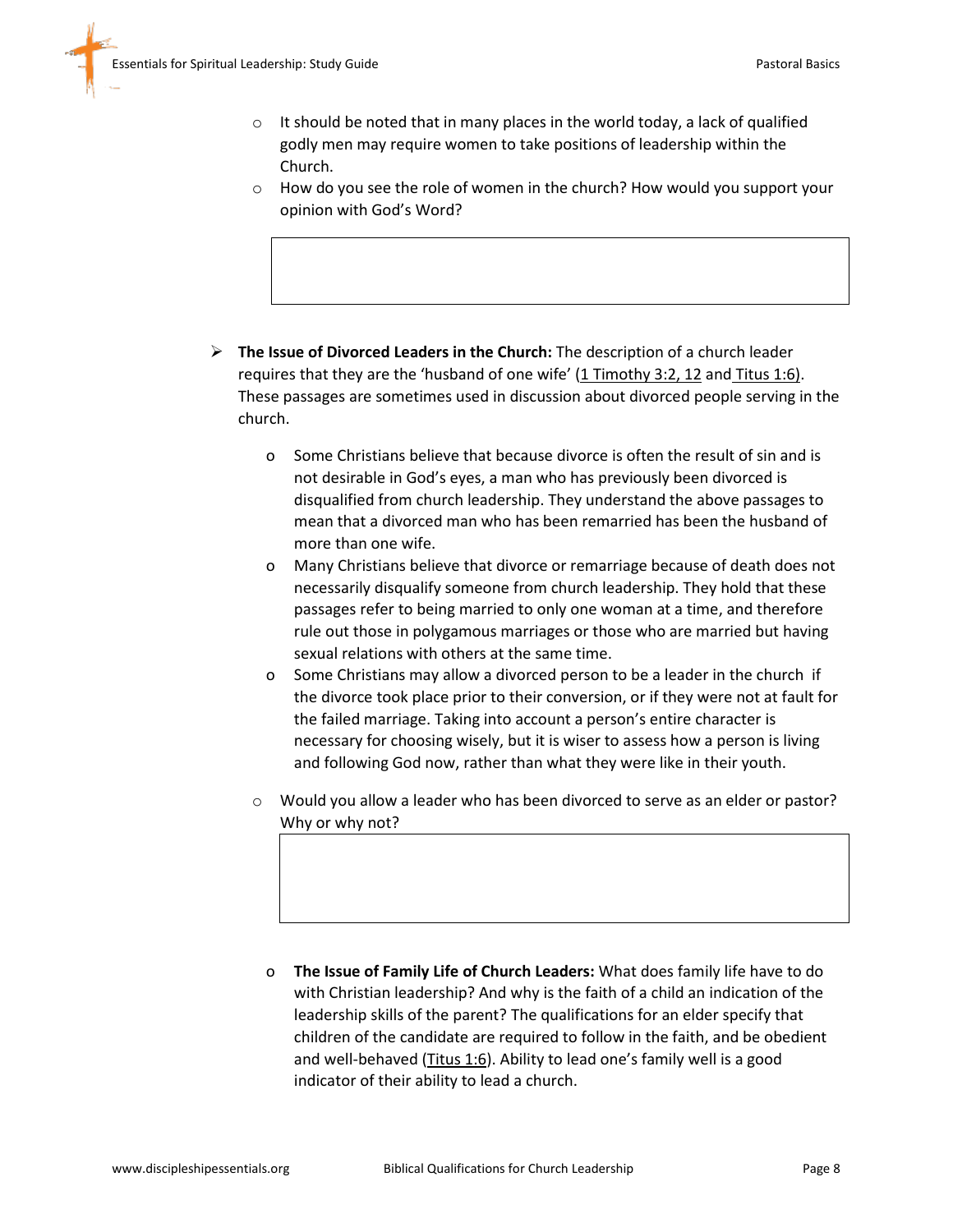- It should be noted that in many places in the world today, a lack of qualified godly men may require women to take positions of leadership within the Church.
- How do you see the role of women in the church? How would you support your opinion with God's Word?

- **The Issue of Divorced Leaders in the Church:** The description of a church leader requires that they are the 'husband of one wife' (1 Timothy 3:2, 12 and Titus 1:6). These passages are sometimes used in discussion about divorced people serving in the church.

    - Some Christians believe that because divorce is often the result of sin and is not desirable in God's eyes, a man who has previously been divorced is disqualified from church leadership. They understand the above passages to mean that a divorced man who has been remarried has been the husband of more than one wife.
    - Many Christians believe that divorce or remarriage because of death does not necessarily disqualify someone from church leadership. They hold that these passages refer to being married to only one woman at a time, and therefore rule out those in polygamous marriages or those who are married but having sexual relations with others at the same time.
    - Some Christians may allow a divorced person to be a leader in the church if the divorce took place prior to their conversion, or if they were not at fault for the failed marriage. Taking into account a person's entire character is necessary for choosing wisely, but it is wiser to assess how a person is living and following God now, rather than what they were like in their youth.

    - Would you allow a leader who has been divorced to serve as an elder or pastor? Why or why not?

    - **The Issue of Family Life of Church Leaders:** What does family life have to do with Christian leadership? And why is the faith of a child an indication of the leadership skills of the parent? The qualifications for an elder specify that children of the candidate are required to follow in the faith, and be obedient and well-behaved (Titus 1:6). Ability to lead one's family well is a good indicator of their ability to lead a church.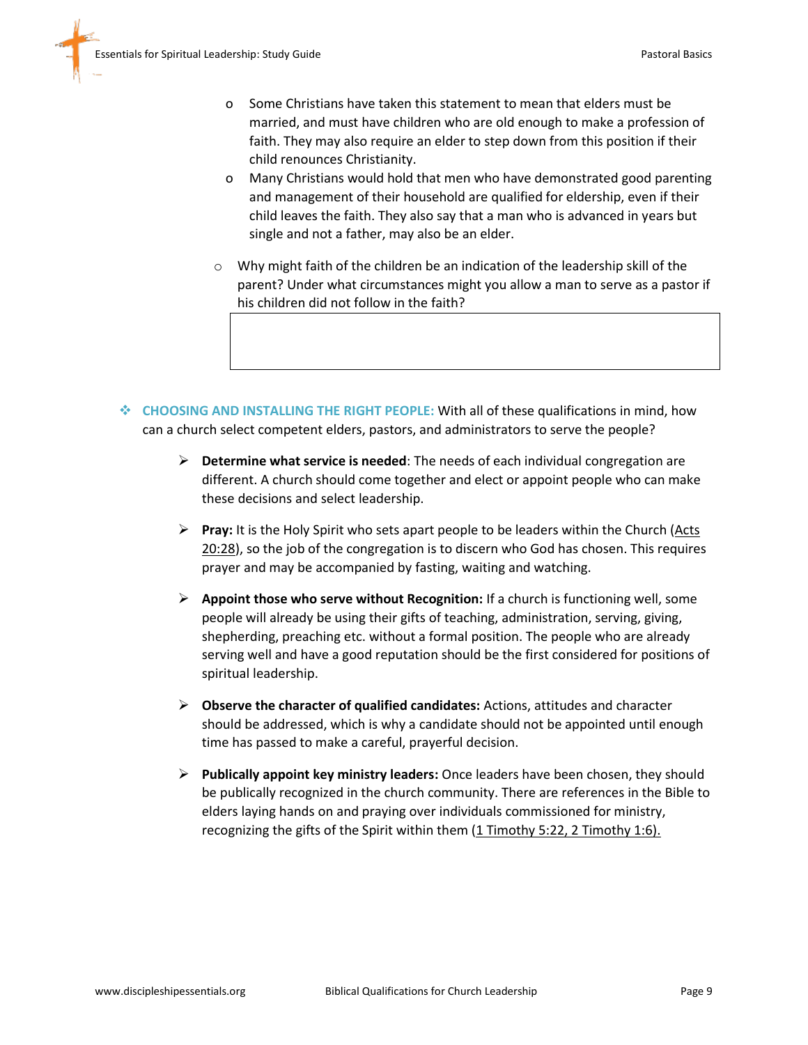- Some Christians have taken this statement to mean that elders must be married, and must have children who are old enough to make a profession of faith. They may also require an elder to step down from this position if their child renounces Christianity.
- Many Christians would hold that men who have demonstrated good parenting and management of their household are qualified for eldership, even if their child leaves the faith. They also say that a man who is advanced in years but single and not a father, may also be an elder.

- Why might faith of the children be an indication of the leadership skill of the parent? Under what circumstances might you allow a man to serve as a pastor if his children did not follow in the faith?

**CHOOSING AND INSTALLING THE RIGHT PEOPLE:** With all of these qualifications in mind, how can a church select competent elders, pastors, and administrators to serve the people?

- **Determine what service is needed**: The needs of each individual congregation are different. A church should come together and elect or appoint people who can make these decisions and select leadership.

- **Pray:** It is the Holy Spirit who sets apart people to be leaders within the Church (Acts 20:28), so the job of the congregation is to discern who God has chosen. This requires prayer and may be accompanied by fasting, waiting and watching.

- **Appoint those who serve without Recognition:** If a church is functioning well, some people will already be using their gifts of teaching, administration, serving, giving, shepherding, preaching etc. without a formal position. The people who are already serving well and have a good reputation should be the first considered for positions of spiritual leadership.

- **Observe the character of qualified candidates:** Actions, attitudes and character should be addressed, which is why a candidate should not be appointed until enough time has passed to make a careful, prayerful decision.

- **Publically appoint key ministry leaders:** Once leaders have been chosen, they should be publically recognized in the church community. There are references in the Bible to elders laying hands on and praying over individuals commissioned for ministry, recognizing the gifts of the Spirit within them (1 Timothy 5:22, 2 Timothy 1:6).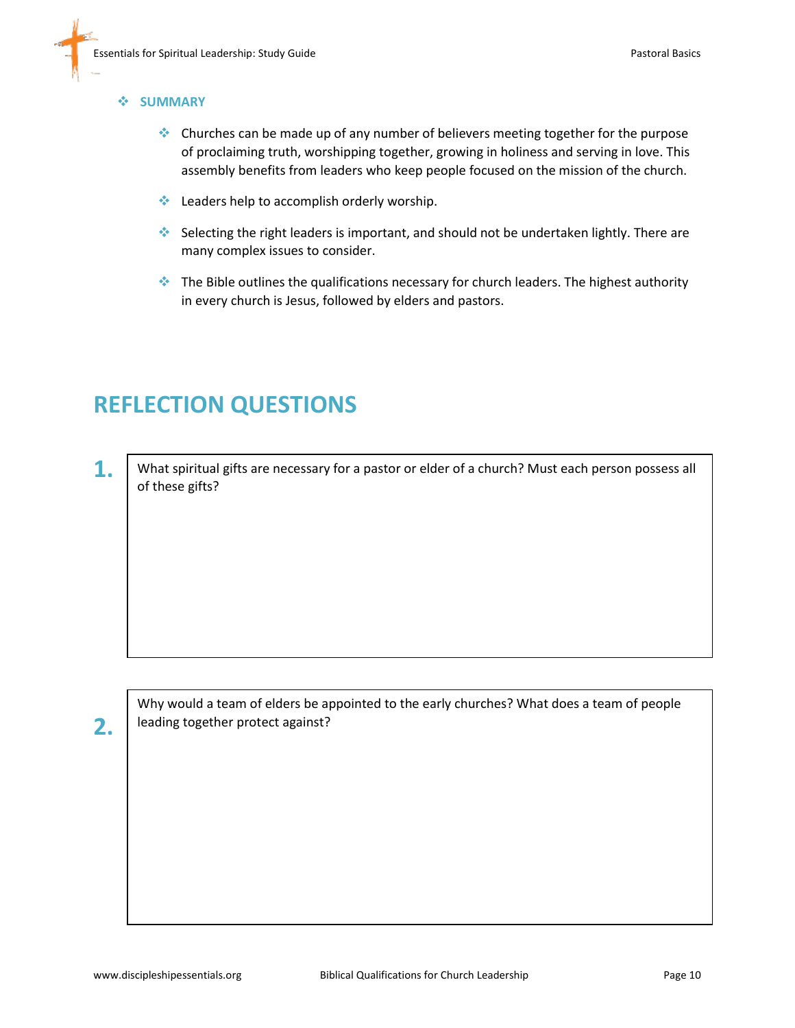## SUMMARY

- Churches can be made up of any number of believers meeting together for the purpose of proclaiming truth, worshipping together, growing in holiness and serving in love. This assembly benefits from leaders who keep people focused on the mission of the church.
- Leaders help to accomplish orderly worship.
- Selecting the right leaders is important, and should not be undertaken lightly. There are many complex issues to consider.
- The Bible outlines the qualifications necessary for church leaders. The highest authority in every church is Jesus, followed by elders and pastors.

# REFLECTION QUESTIONS

**1.** What spiritual gifts are necessary for a pastor or elder of a church? Must each person possess all of these gifts?

**2.** Why would a team of elders be appointed to the early churches? What does a team of people leading together protect against?